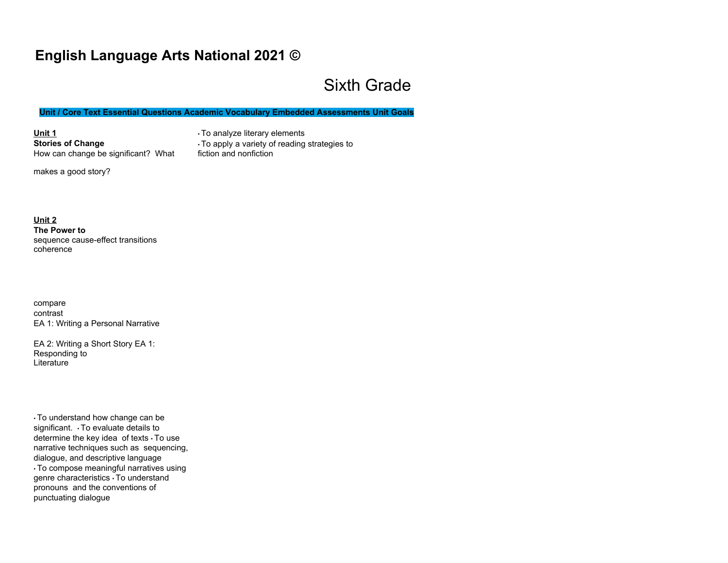# English Language Arts National 2021 ©

## Sixth Grade

**Unit / Core Text Essential Questions Academic Vocabulary Embedded Assessments Unit Goals**

**Unit 1**
**Stories of Change**
How can change be significant? What makes a good story?

- To analyze literary elements
- To apply a variety of reading strategies to fiction and nonfiction

**Unit 2**
**The Power to**
sequence cause-effect transitions coherence

compare
contrast
EA 1: Writing a Personal Narrative

EA 2: Writing a Short Story EA 1: Responding to Literature

- To understand how change can be significant.
- To evaluate details to determine the key idea of texts
- To use narrative techniques such as sequencing, dialogue, and descriptive language
- To compose meaningful narratives using genre characteristics
- To understand pronouns and the conventions of punctuating dialogue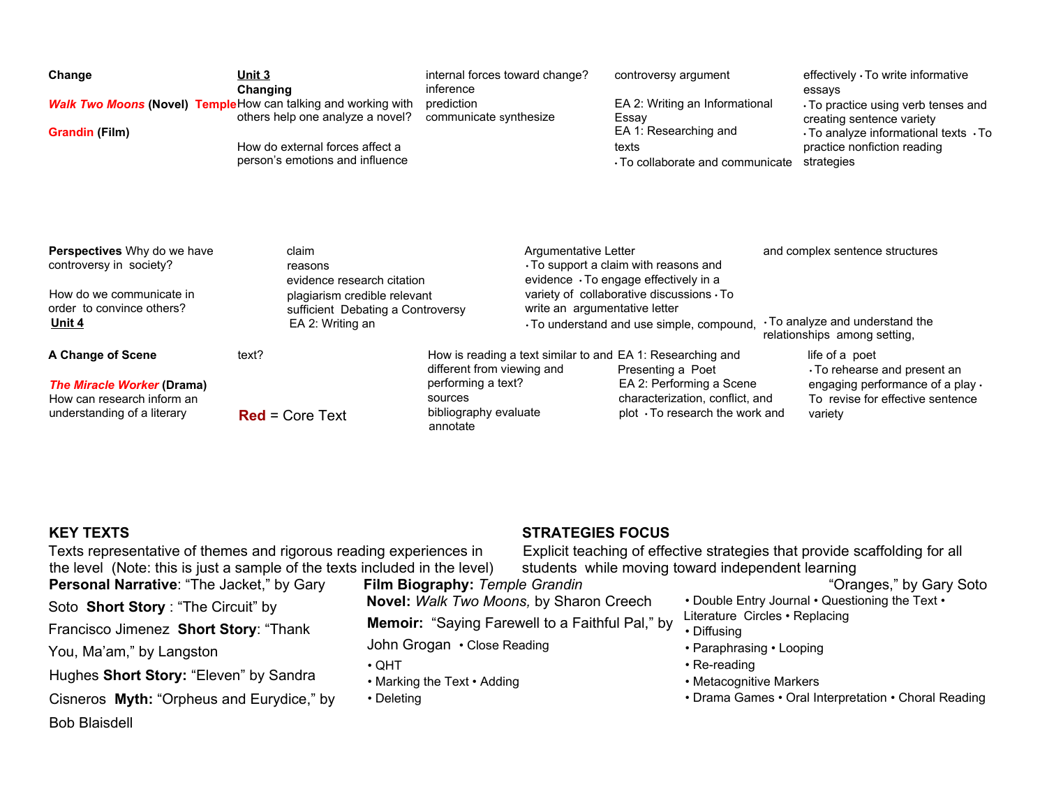| | | | | |
|---|---|---|---|---|
| **Change**<br><br>***Walk Two Moons*** **(Novel) Temple Grandin (Film)** | **Unit 3**<br>**Changing**<br>How can talking and working with others help one analyze a novel?<br><br>How do external forces affect a person's emotions and influence | internal forces toward change?<br>inference<br>prediction<br>communicate synthesize | controversy argument<br><br>EA 2: Writing an Informational Essay<br>EA 1: Researching and texts<br>• To collaborate and communicate | effectively • To write informative essays<br>• To practice using verb tenses and creating sentence variety<br>• To analyze informational texts • To practice nonfiction reading strategies |
| **Perspectives** Why do we have controversy in society?<br><br>How do we communicate in order to convince others?<br>**Unit 4** | claim<br>reasons<br>evidence research citation<br>plagiarism credible relevant<br>sufficient Debating a Controversy<br>EA 2: Writing an | | Argumentative Letter<br>• To support a claim with reasons and evidence • To engage effectively in a variety of collaborative discussions • To write an argumentative letter<br>• To understand and use simple, compound, | and complex sentence structures<br><br>• To analyze and understand the relationships among setting, |
| **A Change of Scene**<br><br>***The Miracle Worker*** **(Drama)**<br>How can research inform an understanding of a literary | text?<br><br>**Red** = Core Text | How is reading a text similar to and different from viewing and performing a text?<br>sources<br>bibliography evaluate<br>annotate | EA 1: Researching and Presenting a Poet<br>EA 2: Performing a Scene<br>characterization, conflict, and plot • To research the work and | life of a poet<br>• To rehearse and present an engaging performance of a play • To revise for effective sentence variety |

**KEY TEXTS**
Texts representative of themes and rigorous reading experiences in the level (Note: this is just a sample of the texts included in the level)

**Personal Narrative**: "The Jacket," by Gary Soto **Short Story** : "The Circuit" by Francisco Jimenez **Short Story**: "Thank You, Ma'am," by Langston Hughes **Short Story:** "Eleven" by Sandra Cisneros **Myth:** "Orpheus and Eurydice," by Bob Blaisdell

**Film Biography:** *Temple Grandin*
**Novel:** *Walk Two Moons,* by Sharon Creech
**Memoir:** "Saying Farewell to a Faithful Pal," by John Grogan

"Oranges," by Gary Soto

**STRATEGIES FOCUS**
Explicit teaching of effective strategies that provide scaffolding for all students while moving toward independent learning

• Close Reading
• QHT
• Marking the Text • Adding
• Deleting
• Double Entry Journal • Questioning the Text • Literature Circles • Replacing
• Diffusing
• Paraphrasing • Looping
• Re-reading
• Metacognitive Markers
• Drama Games • Oral Interpretation • Choral Reading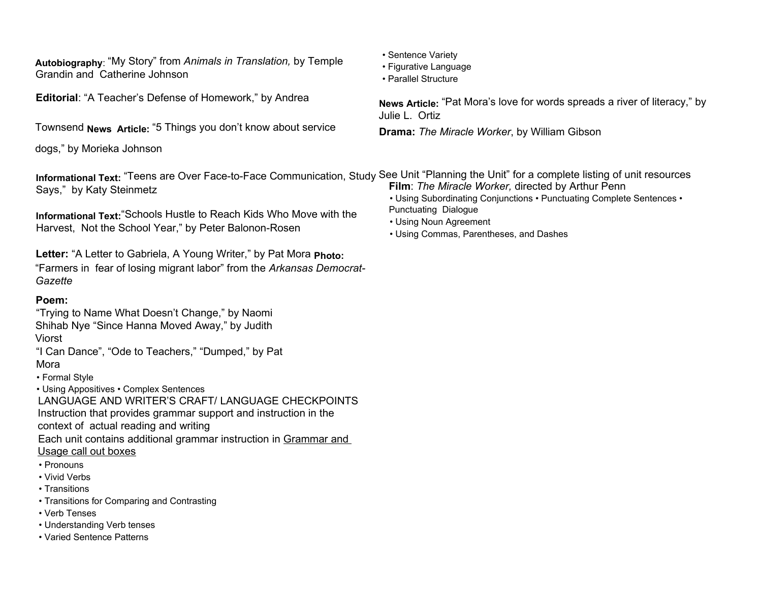**Autobiography**: "My Story" from *Animals in Translation,* by Temple Grandin and Catherine Johnson

**Editorial**: "A Teacher's Defense of Homework," by Andrea Townsend

**News Article:** "5 Things you don't know about service dogs," by Morieka Johnson

**Informational Text:** "Teens are Over Face-to-Face Communication, Study Says," by Katy Steinmetz

**Informational Text:** "Schools Hustle to Reach Kids Who Move with the Harvest, Not the School Year," by Peter Balonon-Rosen

**Letter:** "A Letter to Gabriela, A Young Writer," by Pat Mora

**Photo:** "Farmers in fear of losing migrant labor" from the *Arkansas Democrat-Gazette*

**Poem:**
"Trying to Name What Doesn't Change," by Naomi Shihab Nye
"Since Hanna Moved Away," by Judith Viorst
"I Can Dance", "Ode to Teachers," "Dumped," by Pat Mora

**News Article:** "Pat Mora's love for words spreads a river of literacy," by Julie L. Ortiz

**Drama:** *The Miracle Worker*, by William Gibson

See Unit "Planning the Unit" for a complete listing of unit resources

**Film**: *The Miracle Worker,* directed by Arthur Penn

LANGUAGE AND WRITER'S CRAFT/ LANGUAGE CHECKPOINTS
Instruction that provides grammar support and instruction in the context of actual reading and writing
Each unit contains additional grammar instruction in Grammar and Usage call out boxes

- Formal Style
- Using Appositives
- Complex Sentences
- Pronouns
- Vivid Verbs
- Transitions
- Transitions for Comparing and Contrasting
- Verb Tenses
- Understanding Verb tenses
- Varied Sentence Patterns
- Sentence Variety
- Figurative Language
- Parallel Structure
- Using Subordinating Conjunctions
- Punctuating Complete Sentences
- Punctuating Dialogue
- Using Noun Agreement
- Using Commas, Parentheses, and Dashes